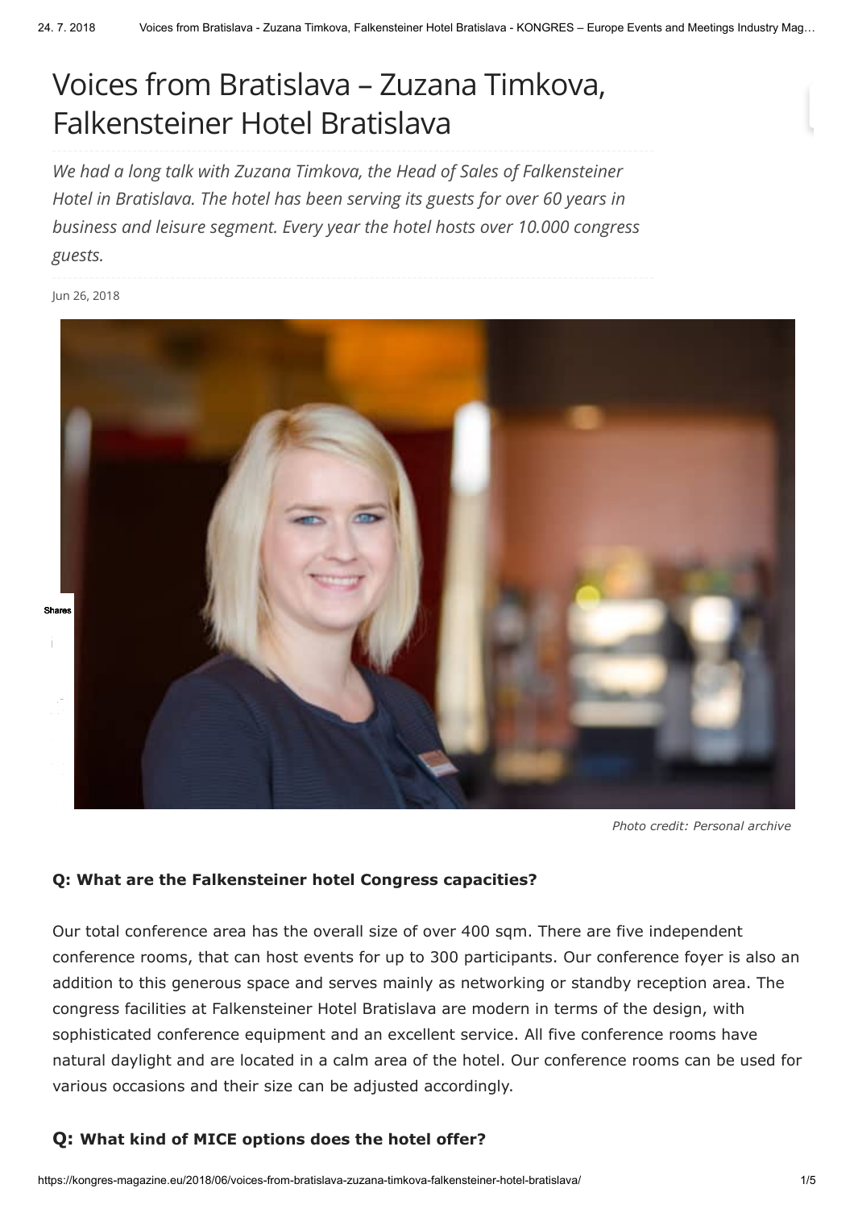# Voices from Bratislava – Zuzana Timkova, Falkensteiner Hotel Bratislava

*We had a long talk with Zuzana Timkova, the Head of Sales of Falkensteiner Hotel in Bratislava. The hotel has been serving its guests for over 60 years in business and leisure segment. Every year the hotel hosts over 10.000 congress guests.*

Jun 26, 2018

*Photo credit: Personal archive*

**Q: What are the Falkensteiner hotel Congress capacities?**

Our total conference area has the overall size of over 400 sqm. There are five independent conference rooms, that can host events for up to 300 participants. Our conference foyer is also an addition to this generous space and serves mainly as networking or standby reception area. The congress facilities at Falkensteiner Hotel Bratislava are modern in terms of the design, with sophisticated conference equipment and an excellent service. All five conference rooms have natural daylight and are located in a calm area of the hotel. Our conference rooms can be used for various occasions and their size can be adjusted accordingly.

**Q: What kind of MICE options does the hotel offer?**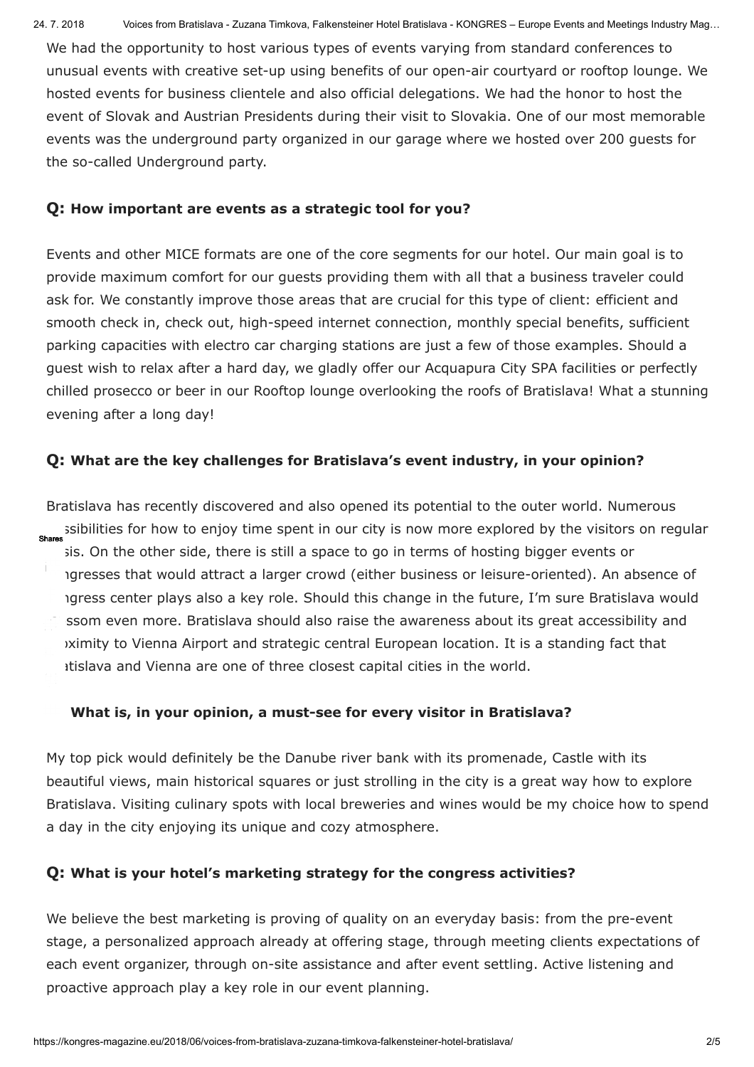We had the opportunity to host various types of events varying from standard conferences to unusual events with creative set-up using benefits of our open-air courtyard or rooftop lounge. We hosted events for business clientele and also official delegations. We had the honor to host the event of Slovak and Austrian Presidents during their visit to Slovakia. One of our most memorable events was the underground party organized in our garage where we hosted over 200 guests for the so-called Underground party.

### Q: How important are events as a strategic tool for you?

Events and other MICE formats are one of the core segments for our hotel. Our main goal is to provide maximum comfort for our guests providing them with all that a business traveler could ask for. We constantly improve those areas that are crucial for this type of client: efficient and smooth check in, check out, high-speed internet connection, monthly special benefits, sufficient parking capacities with electro car charging stations are just a few of those examples. Should a guest wish to relax after a hard day, we gladly offer our Acquapura City SPA facilities or perfectly chilled prosecco or beer in our Rooftop lounge overlooking the roofs of Bratislava! What a stunning evening after a long day!

### Q: What are the key challenges for Bratislava's event industry, in your opinion?

Bratislava has recently discovered and also opened its potential to the outer world. Numerous ssibilities for how to enjoy time spent in our city is now more explored by the visitors on regular sis. On the other side, there is still a space to go in terms of hosting bigger events or ngresses that would attract a larger crowd (either business or leisure-oriented). An absence of ngress center plays also a key role. Should this change in the future, I'm sure Bratislava would ssom even more. Bratislava should also raise the awareness about its great accessibility and oximity to Vienna Airport and strategic central European location. It is a standing fact that atislava and Vienna are one of three closest capital cities in the world.

### What is, in your opinion, a must-see for every visitor in Bratislava?

My top pick would definitely be the Danube river bank with its promenade, Castle with its beautiful views, main historical squares or just strolling in the city is a great way how to explore Bratislava. Visiting culinary spots with local breweries and wines would be my choice how to spend a day in the city enjoying its unique and cozy atmosphere.

### Q: What is your hotel's marketing strategy for the congress activities?

We believe the best marketing is proving of quality on an everyday basis: from the pre-event stage, a personalized approach already at offering stage, through meeting clients expectations of each event organizer, through on-site assistance and after event settling. Active listening and proactive approach play a key role in our event planning.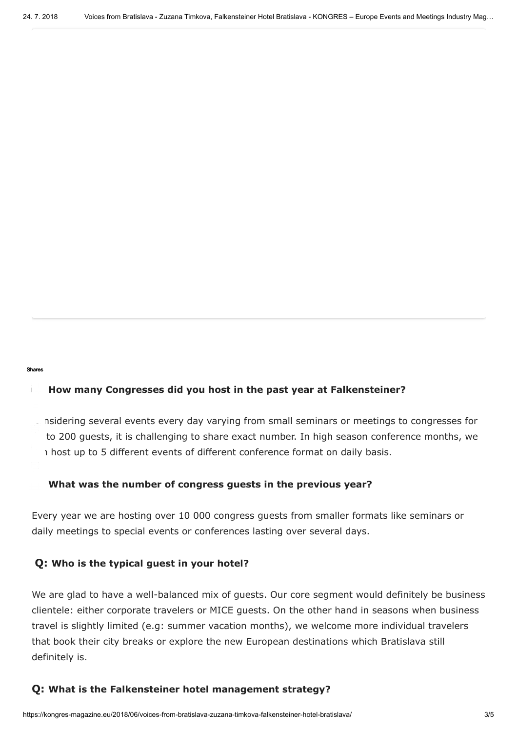Shares

### How many Congresses did you host in the past year at Falkensteiner?

nsidering several events every day varying from small seminars or meetings to congresses for to 200 guests, it is challenging to share exact number. In high season conference months, we n host up to 5 different events of different conference format on daily basis.

### What was the number of congress guests in the previous year?

Every year we are hosting over 10 000 congress guests from smaller formats like seminars or daily meetings to special events or conferences lasting over several days.

### Q: Who is the typical guest in your hotel?

We are glad to have a well-balanced mix of guests. Our core segment would definitely be business clientele: either corporate travelers or MICE guests. On the other hand in seasons when business travel is slightly limited (e.g: summer vacation months), we welcome more individual travelers that book their city breaks or explore the new European destinations which Bratislava still definitely is.

### Q: What is the Falkensteiner hotel management strategy?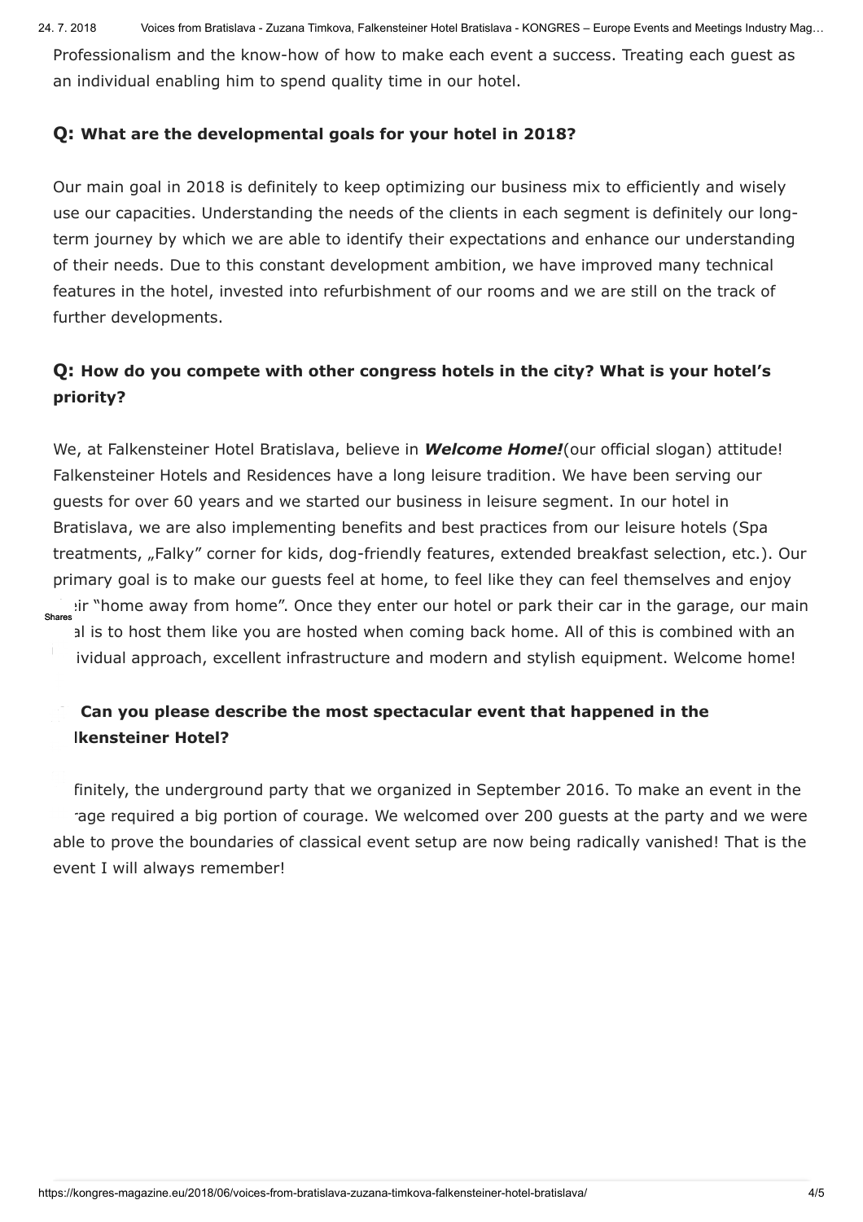Professionalism and the know-how of how to make each event a success. Treating each guest as an individual enabling him to spend quality time in our hotel.

### Q: What are the developmental goals for your hotel in 2018?

Our main goal in 2018 is definitely to keep optimizing our business mix to efficiently and wisely use our capacities. Understanding the needs of the clients in each segment is definitely our long-term journey by which we are able to identify their expectations and enhance our understanding of their needs. Due to this constant development ambition, we have improved many technical features in the hotel, invested into refurbishment of our rooms and we are still on the track of further developments.

### Q: How do you compete with other congress hotels in the city? What is your hotel's priority?

We, at Falkensteiner Hotel Bratislava, believe in ***Welcome Home!***(our official slogan) attitude! Falkensteiner Hotels and Residences have a long leisure tradition. We have been serving our guests for over 60 years and we started our business in leisure segment. In our hotel in Bratislava, we are also implementing benefits and best practices from our leisure hotels (Spa treatments, „Falky" corner for kids, dog-friendly features, extended breakfast selection, etc.). Our primary goal is to make our guests feel at home, to feel like they can feel themselves and enjoy their "home away from home". Once they enter our hotel or park their car in the garage, our main goal is to host them like you are hosted when coming back home. All of this is combined with an individual approach, excellent infrastructure and modern and stylish equipment. Welcome home!

### Q: Can you please describe the most spectacular event that happened in the Falkensteiner Hotel?

Definitely, the underground party that we organized in September 2016. To make an event in the garage required a big portion of courage. We welcomed over 200 guests at the party and we were able to prove the boundaries of classical event setup are now being radically vanished! That is the event I will always remember!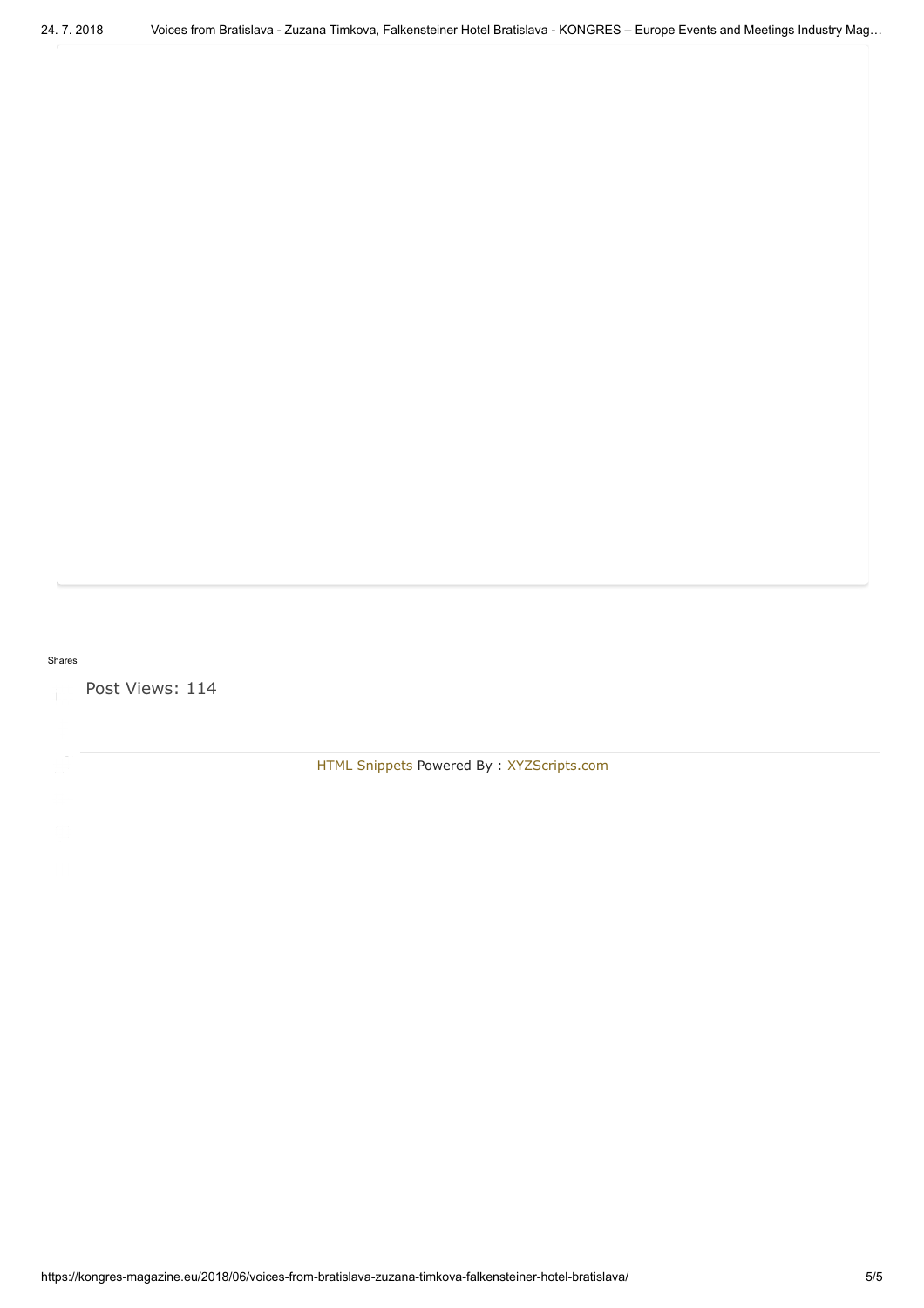Shares

Post Views: 114

HTML Snippets Powered By : XYZScripts.com